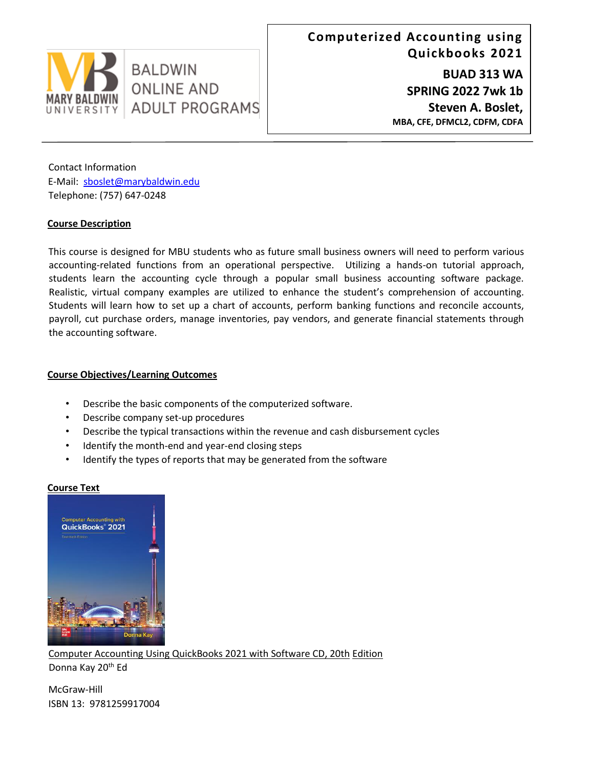BALDWIN ONLINE AND ADULT PROGRAMS

MARY BALDWIN UNIVERSITY

# Computerized Accounting using Quickbooks 2021

**BUAD 313 WA**

**SPRING 2022 7wk 1b**

**Steven A. Boslet,**

**MBA, CFE, DFMCL2, CDFM, CDFA**

---

Contact Information

E-Mail: sboslet@marybaldwin.edu

Telephone: (757) 647-0248

## Course Description

This course is designed for MBU students who as future small business owners will need to perform various accounting-related functions from an operational perspective. Utilizing a hands-on tutorial approach, students learn the accounting cycle through a popular small business accounting software package. Realistic, virtual company examples are utilized to enhance the student's comprehension of accounting. Students will learn how to set up a chart of accounts, perform banking functions and reconcile accounts, payroll, cut purchase orders, manage inventories, pay vendors, and generate financial statements through the accounting software.

## Course Objectives/Learning Outcomes

- Describe the basic components of the computerized software.
- Describe company set-up procedures
- Describe the typical transactions within the revenue and cash disbursement cycles
- Identify the month-end and year-end closing steps
- Identify the types of reports that may be generated from the software

## Course Text

Computer Accounting with QuickBooks® 2021

Twentieth Edition

Donna Kay

Computer Accounting Using QuickBooks 2021 with Software CD, 20th Edition

Donna Kay 20th Ed

McGraw-Hill

ISBN 13: 9781259917004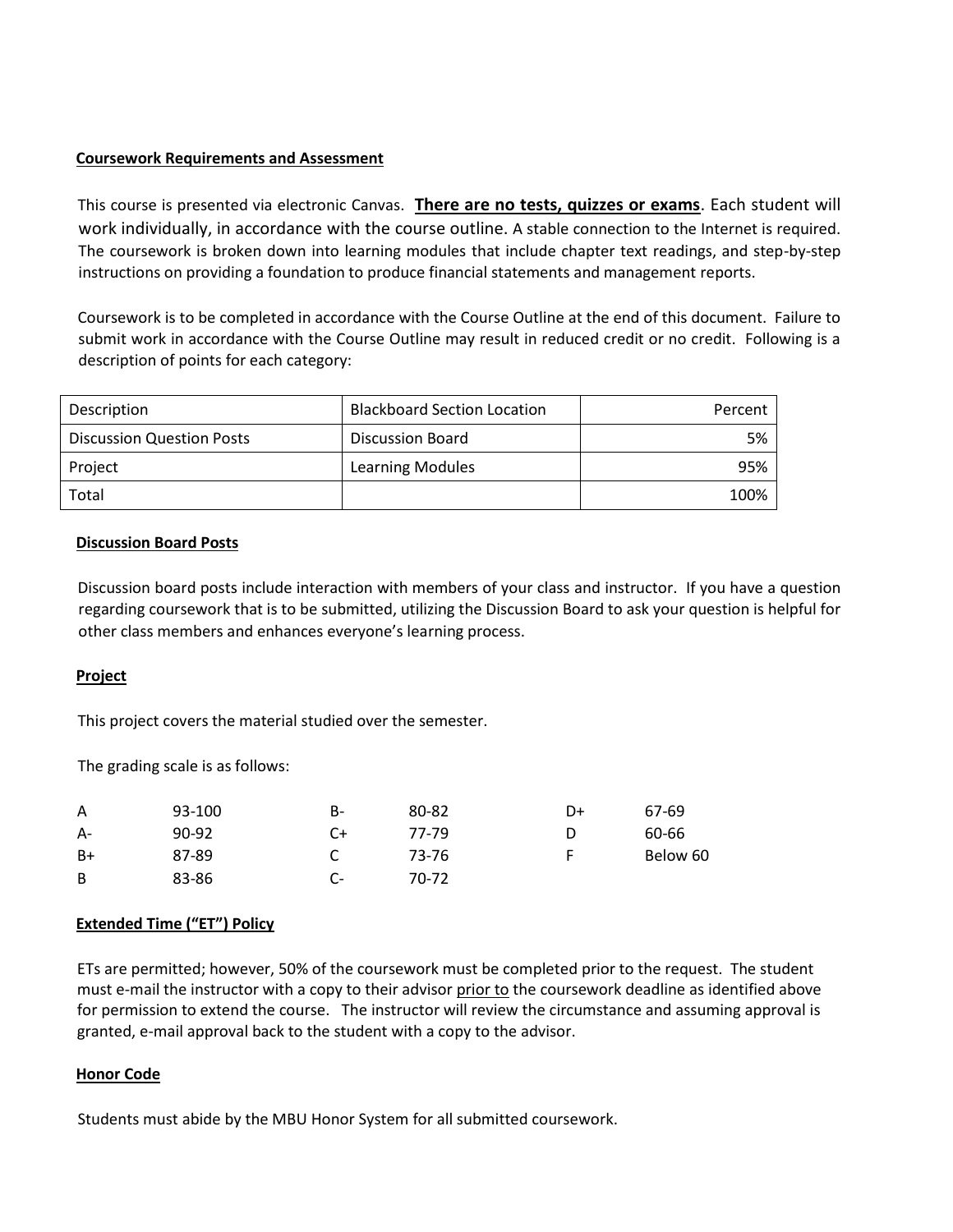**Coursework Requirements and Assessment**

This course is presented via electronic Canvas. **There are no tests, quizzes or exams**. Each student will work individually, in accordance with the course outline. A stable connection to the Internet is required. The coursework is broken down into learning modules that include chapter text readings, and step-by-step instructions on providing a foundation to produce financial statements and management reports.

Coursework is to be completed in accordance with the Course Outline at the end of this document. Failure to submit work in accordance with the Course Outline may result in reduced credit or no credit. Following is a description of points for each category:

| Description | Blackboard Section Location | Percent |
|---|---|---:|
| Discussion Question Posts | Discussion Board | 5% |
| Project | Learning Modules | 95% |
| Total | | 100% |

**Discussion Board Posts**

Discussion board posts include interaction with members of your class and instructor. If you have a question regarding coursework that is to be submitted, utilizing the Discussion Board to ask your question is helpful for other class members and enhances everyone's learning process.

**Project**

This project covers the material studied over the semester.

The grading scale is as follows:

| | | | | | |
|---|---|---|---|---|---|
| A | 93-100 | B- | 80-82 | D+ | 67-69 |
| A- | 90-92 | C+ | 77-79 | D | 60-66 |
| B+ | 87-89 | C | 73-76 | F | Below 60 |
| B | 83-86 | C- | 70-72 | | |

**Extended Time ("ET") Policy**

ETs are permitted; however, 50% of the coursework must be completed prior to the request. The student must e-mail the instructor with a copy to their advisor prior to the coursework deadline as identified above for permission to extend the course. The instructor will review the circumstance and assuming approval is granted, e-mail approval back to the student with a copy to the advisor.

**Honor Code**

Students must abide by the MBU Honor System for all submitted coursework.